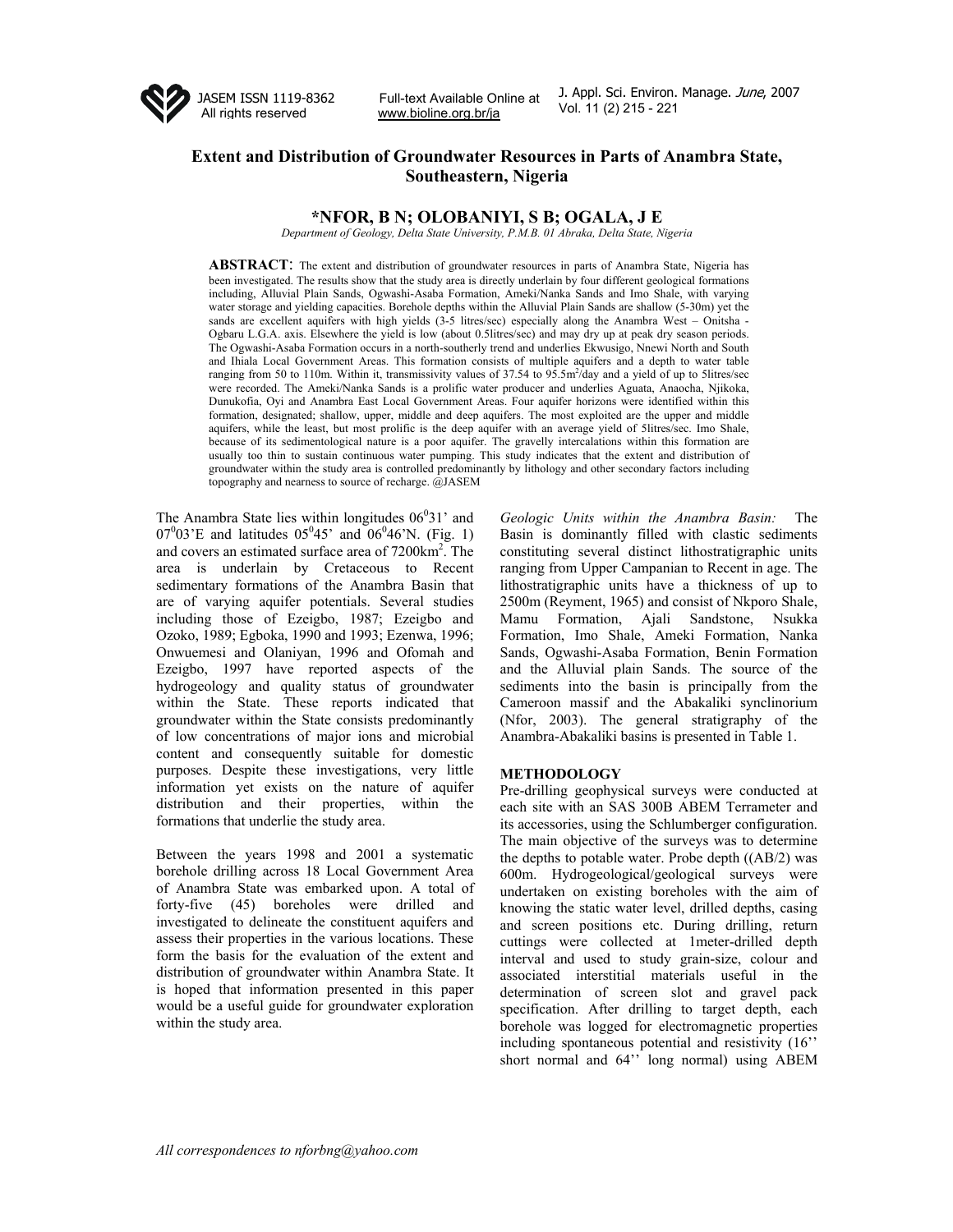# Extent and Distribution of Groundwater Resources in Parts of Anambra State, Southeastern, Nigeria

**\*NFOR, B N; OLOBANIYI, S B; OGALA, J E**

*Department of Geology, Delta State University, P.M.B. 01 Abraka, Delta State, Nigeria*

**ABSTRACT**: The extent and distribution of groundwater resources in parts of Anambra State, Nigeria has been investigated. The results show that the study area is directly underlain by four different geological formations including, Alluvial Plain Sands, Ogwashi-Asaba Formation, Ameki/Nanka Sands and Imo Shale, with varying water storage and yielding capacities. Borehole depths within the Alluvial Plain Sands are shallow (5-30m) yet the sands are excellent aquifers with high yields (3-5 litres/sec) especially along the Anambra West – Onitsha - Ogbaru L.G.A. axis. Elsewhere the yield is low (about 0.5litres/sec) and may dry up at peak dry season periods. The Ogwashi-Asaba Formation occurs in a north-southerly trend and underlies Ekwusigo, Nnewi North and South and Ihiala Local Government Areas. This formation consists of multiple aquifers and a depth to water table ranging from 50 to 110m. Within it, transmissivity values of 37.54 to 95.5m$^2$/day and a yield of up to 5litres/sec were recorded. The Ameki/Nanka Sands is a prolific water producer and underlies Aguata, Anaocha, Njikoka, Dunukofia, Oyi and Anambra East Local Government Areas. Four aquifer horizons were identified within this formation, designated; shallow, upper, middle and deep aquifers. The most exploited are the upper and middle aquifers, while the least, but most prolific is the deep aquifer with an average yield of 5litres/sec. Imo Shale, because of its sedimentological nature is a poor aquifer. The gravelly intercalations within this formation are usually too thin to sustain continuous water pumping. This study indicates that the extent and distribution of groundwater within the study area is controlled predominantly by lithology and other secondary factors including topography and nearness to source of recharge. @JASEM

The Anambra State lies within longitudes 06$^0$31' and 07$^0$03'E and latitudes 05$^0$45' and 06$^0$46'N. (Fig. 1) and covers an estimated surface area of 7200km$^2$. The area is underlain by Cretaceous to Recent sedimentary formations of the Anambra Basin that are of varying aquifer potentials. Several studies including those of Ezeigbo, 1987; Ezeigbo and Ozoko, 1989; Egboka, 1990 and 1993; Ezenwa, 1996; Onwuemesi and Olaniyan, 1996 and Ofomah and Ezeigbo, 1997 have reported aspects of the hydrogeology and quality status of groundwater within the State. These reports indicated that groundwater within the State consists predominantly of low concentrations of major ions and microbial content and consequently suitable for domestic purposes. Despite these investigations, very little information yet exists on the nature of aquifer distribution and their properties, within the formations that underlie the study area.

Between the years 1998 and 2001 a systematic borehole drilling across 18 Local Government Area of Anambra State was embarked upon. A total of forty-five (45) boreholes were drilled and investigated to delineate the constituent aquifers and assess their properties in the various locations. These form the basis for the evaluation of the extent and distribution of groundwater within Anambra State. It is hoped that information presented in this paper would be a useful guide for groundwater exploration within the study area.

*Geologic Units within the Anambra Basin:* The Basin is dominantly filled with clastic sediments constituting several distinct lithostratigraphic units ranging from Upper Campanian to Recent in age. The lithostratigraphic units have a thickness of up to 2500m (Reyment, 1965) and consist of Nkporo Shale, Mamu Formation, Ajali Sandstone, Nsukka Formation, Imo Shale, Ameki Formation, Nanka Sands, Ogwashi-Asaba Formation, Benin Formation and the Alluvial plain Sands. The source of the sediments into the basin is principally from the Cameroon massif and the Abakaliki synclinorium (Nfor, 2003). The general stratigraphy of the Anambra-Abakaliki basins is presented in Table 1.

## METHODOLOGY

Pre-drilling geophysical surveys were conducted at each site with an SAS 300B ABEM Terrameter and its accessories, using the Schlumberger configuration. The main objective of the surveys was to determine the depths to potable water. Probe depth ((AB/2) was 600m. Hydrogeological/geological surveys were undertaken on existing boreholes with the aim of knowing the static water level, drilled depths, casing and screen positions etc. During drilling, return cuttings were collected at 1meter-drilled depth interval and used to study grain-size, colour and associated interstitial materials useful in the determination of screen slot and gravel pack specification. After drilling to target depth, each borehole was logged for electromagnetic properties including spontaneous potential and resistivity (16'' short normal and 64'' long normal) using ABEM

All correspondences to nforbng@yahoo.com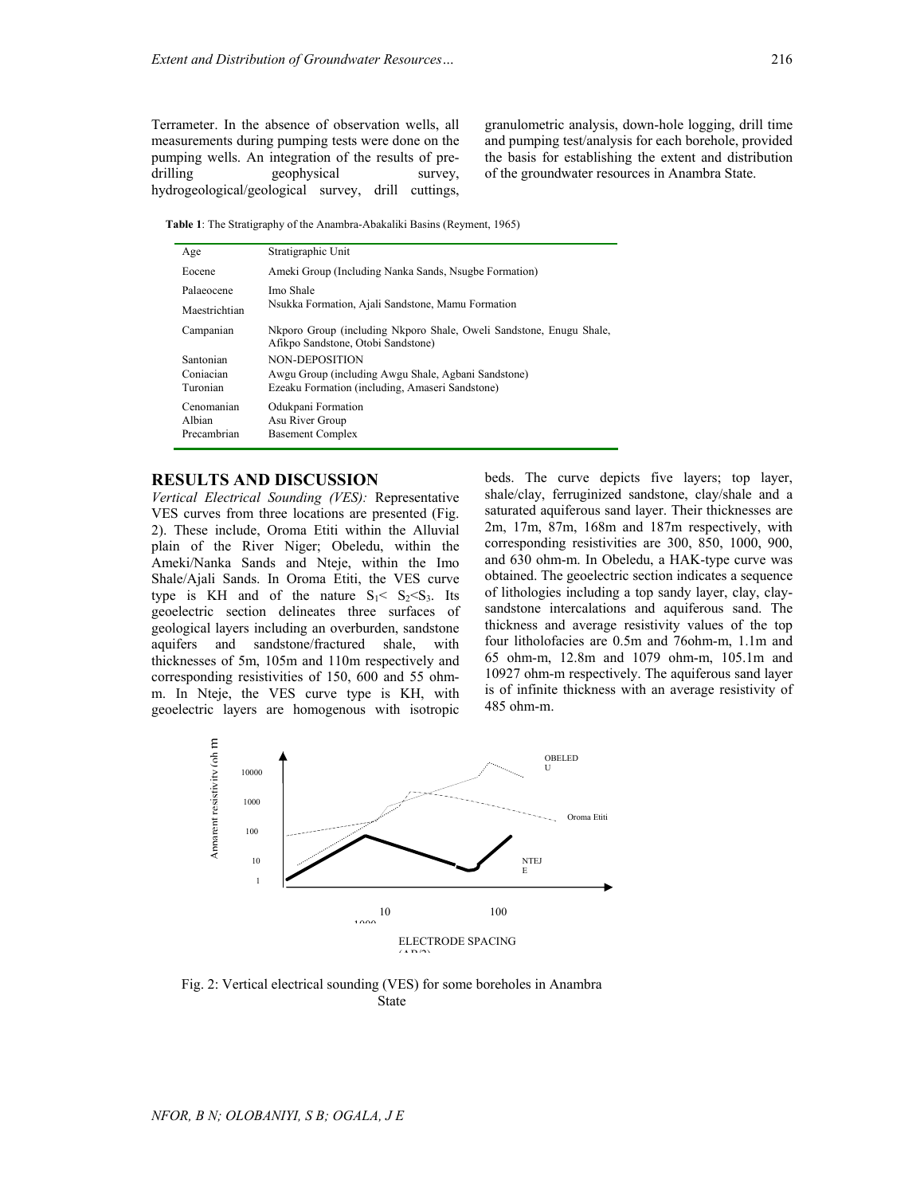Terrameter. In the absence of observation wells, all measurements during pumping tests were done on the pumping wells. An integration of the results of pre-drilling geophysical survey, hydrogeological/geological survey, drill cuttings, granulometric analysis, down-hole logging, drill time and pumping test/analysis for each borehole, provided the basis for establishing the extent and distribution of the groundwater resources in Anambra State.

**Table 1**: The Stratigraphy of the Anambra-Abakaliki Basins (Reyment, 1965)

| Age | Stratigraphic Unit |
|---|---|
| Eocene | Ameki Group (Including Nanka Sands, Nsugbe Formation) |
| Palaeocene | Imo Shale |
| Maestrichtian | Nsukka Formation, Ajali Sandstone, Mamu Formation |
| Campanian | Nkporo Group (including Nkporo Shale, Oweli Sandstone, Enugu Shale, Afikpo Sandstone, Otobi Sandstone) |
| Santonian | NON-DEPOSITION |
| Coniacian | Awgu Group (including Awgu Shale, Agbani Sandstone) |
| Turonian | Ezeaku Formation (including, Amaseri Sandstone) |
| Cenomanian | Odukpani Formation |
| Albian | Asu River Group |
| Precambrian | Basement Complex |

## RESULTS AND DISCUSSION

*Vertical Electrical Sounding (VES):* Representative VES curves from three locations are presented (Fig. 2). These include, Oroma Etiti within the Alluvial plain of the River Niger; Obeledu, within the Ameki/Nanka Sands and Nteje, within the Imo Shale/Ajali Sands. In Oroma Etiti, the VES curve type is KH and of the nature $S_1 < S_2 < S_3$. Its geoelectric section delineates three surfaces of geological layers including an overburden, sandstone aquifers and sandstone/fractured shale, with thicknesses of 5m, 105m and 110m respectively and corresponding resistivities of 150, 600 and 55 ohm-m. In Nteje, the VES curve type is KH, with geoelectric layers are homogenous with isotropic beds. The curve depicts five layers; top layer, shale/clay, ferruginized sandstone, clay/shale and a saturated aquiferous sand layer. Their thicknesses are 2m, 17m, 87m, 168m and 187m respectively, with corresponding resistivities are 300, 850, 1000, 900, and 630 ohm-m. In Obeledu, a HAK-type curve was obtained. The geoelectric section indicates a sequence of lithologies including a top sandy layer, clay, clay-sandstone intercalations and aquiferous sand. The thickness and average resistivity values of the top four litholofacies are 0.5m and 76ohm-m, 1.1m and 65 ohm-m, 12.8m and 1079 ohm-m, 105.1m and 10927 ohm-m respectively. The aquiferous sand layer is of infinite thickness with an average resistivity of 485 ohm-m.

Fig. 2: Vertical electrical sounding (VES) for some boreholes in Anambra State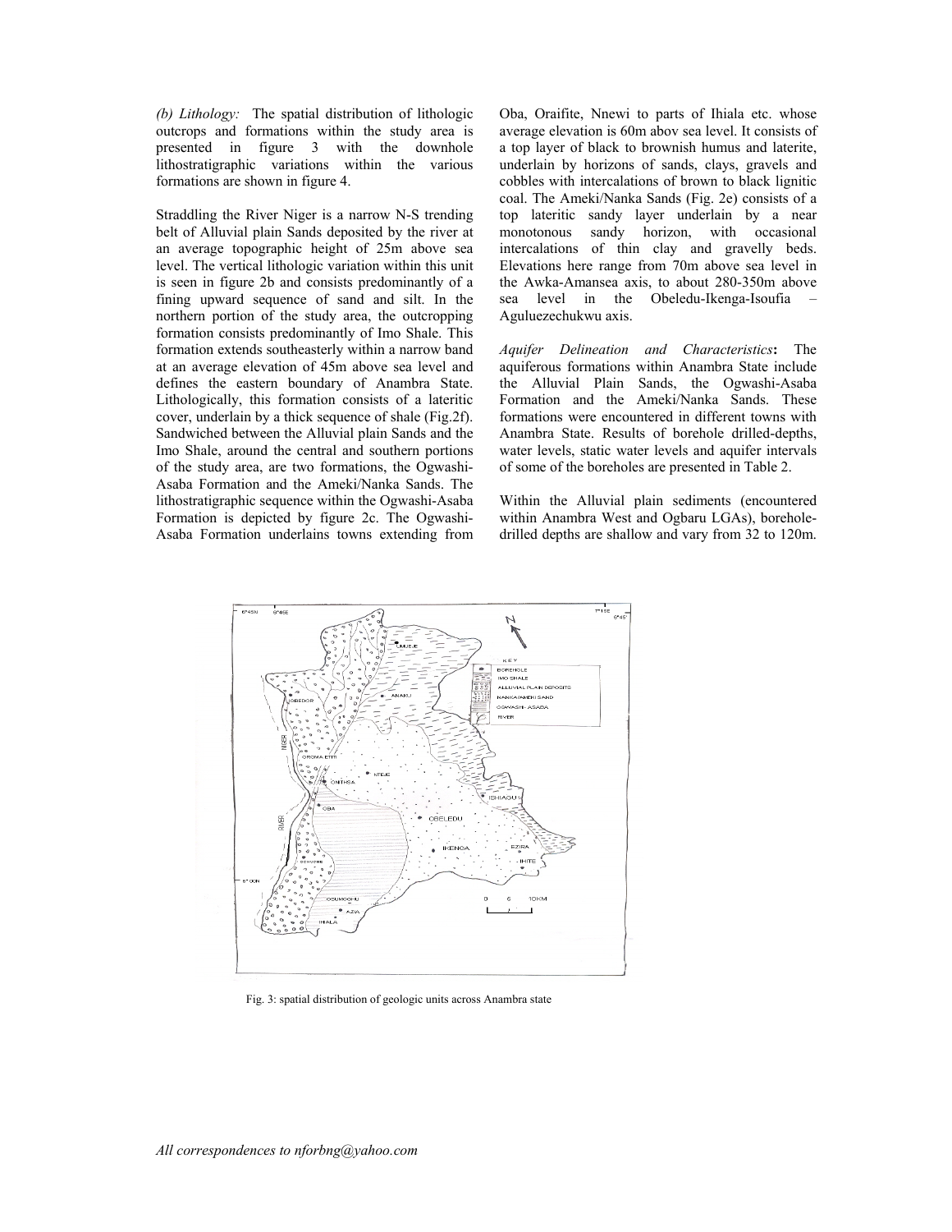*(b) Lithology:* The spatial distribution of lithologic outcrops and formations within the study area is presented in figure 3 with the downhole lithostratigraphic variations within the various formations are shown in figure 4.

Straddling the River Niger is a narrow N-S trending belt of Alluvial plain Sands deposited by the river at an average topographic height of 25m above sea level. The vertical lithologic variation within this unit is seen in figure 2b and consists predominantly of a fining upward sequence of sand and silt. In the northern portion of the study area, the outcropping formation consists predominantly of Imo Shale. This formation extends southeasterly within a narrow band at an average elevation of 45m above sea level and defines the eastern boundary of Anambra State. Lithologically, this formation consists of a lateritic cover, underlain by a thick sequence of shale (Fig.2f). Sandwiched between the Alluvial plain Sands and the Imo Shale, around the central and southern portions of the study area, are two formations, the Ogwashi-Asaba Formation and the Ameki/Nanka Sands. The lithostratigraphic sequence within the Ogwashi-Asaba Formation is depicted by figure 2c. The Ogwashi-Asaba Formation underlains towns extending from Oba, Oraifite, Nnewi to parts of Ihiala etc. whose average elevation is 60m abov sea level. It consists of a top layer of black to brownish humus and laterite, underlain by horizons of sands, clays, gravels and cobbles with intercalations of brown to black lignitic coal. The Ameki/Nanka Sands (Fig. 2e) consists of a top lateritic sandy layer underlain by a near monotonous sandy horizon, with occasional intercalations of thin clay and gravelly beds. Elevations here range from 70m above sea level in the Awka-Amansea axis, to about 280-350m above sea level in the Obeledu-Ikenga-Isoufia – Aguluezechukwu axis.

*Aquifer Delineation and Characteristics*: The aquiferous formations within Anambra State include the Alluvial Plain Sands, the Ogwashi-Asaba Formation and the Ameki/Nanka Sands. These formations were encountered in different towns with Anambra State. Results of borehole drilled-depths, water levels, static water levels and aquifer intervals of some of the boreholes are presented in Table 2.

Within the Alluvial plain sediments (encountered within Anambra West and Ogbaru LGAs), borehole-drilled depths are shallow and vary from 32 to 120m.

Fig. 3: spatial distribution of geologic units across Anambra state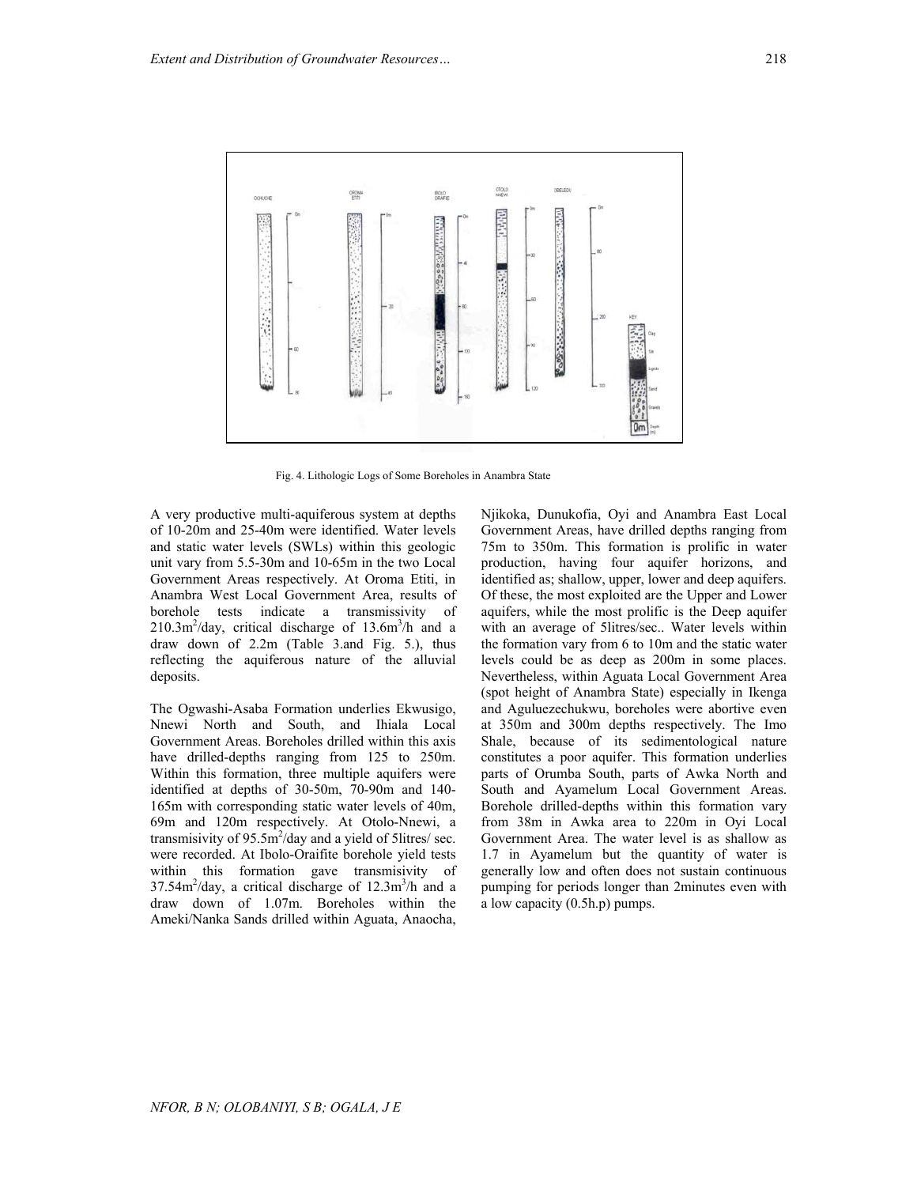Fig. 4. Lithologic Logs of Some Boreholes in Anambra State

A very productive multi-aquiferous system at depths of 10-20m and 25-40m were identified. Water levels and static water levels (SWLs) within this geologic unit vary from 5.5-30m and 10-65m in the two Local Government Areas respectively. At Oroma Etiti, in Anambra West Local Government Area, results of borehole tests indicate a transmissivity of $210.3m^2$/day, critical discharge of $13.6m^3$/h and a draw down of 2.2m (Table 3.and Fig. 5.), thus reflecting the aquiferous nature of the alluvial deposits.

The Ogwashi-Asaba Formation underlies Ekwusigo, Nnewi North and South, and Ihiala Local Government Areas. Boreholes drilled within this axis have drilled-depths ranging from 125 to 250m. Within this formation, three multiple aquifers were identified at depths of 30-50m, 70-90m and 140-165m with corresponding static water levels of 40m, 69m and 120m respectively. At Otolo-Nnewi, a transmisivity of $95.5m^2$/day and a yield of 5litres/ sec. were recorded. At Ibolo-Oraifite borehole yield tests within this formation gave transmisivity of $37.54m^2$/day, a critical discharge of $12.3m^3$/h and a draw down of 1.07m. Boreholes within the Ameki/Nanka Sands drilled within Aguata, Anaocha, Njikoka, Dunukofia, Oyi and Anambra East Local Government Areas, have drilled depths ranging from 75m to 350m. This formation is prolific in water production, having four aquifer horizons, and identified as; shallow, upper, lower and deep aquifers. Of these, the most exploited are the Upper and Lower aquifers, while the most prolific is the Deep aquifer with an average of 5litres/sec.. Water levels within the formation vary from 6 to 10m and the static water levels could be as deep as 200m in some places. Nevertheless, within Aguata Local Government Area (spot height of Anambra State) especially in Ikenga and Aguluezechukwu, boreholes were abortive even at 350m and 300m depths respectively. The Imo Shale, because of its sedimentological nature constitutes a poor aquifer. This formation underlies parts of Orumba South, parts of Awka North and South and Ayamelum Local Government Areas. Borehole drilled-depths within this formation vary from 38m in Awka area to 220m in Oyi Local Government Area. The water level is as shallow as 1.7 in Ayamelum but the quantity of water is generally low and often does not sustain continuous pumping for periods longer than 2minutes even with a low capacity (0.5h.p) pumps.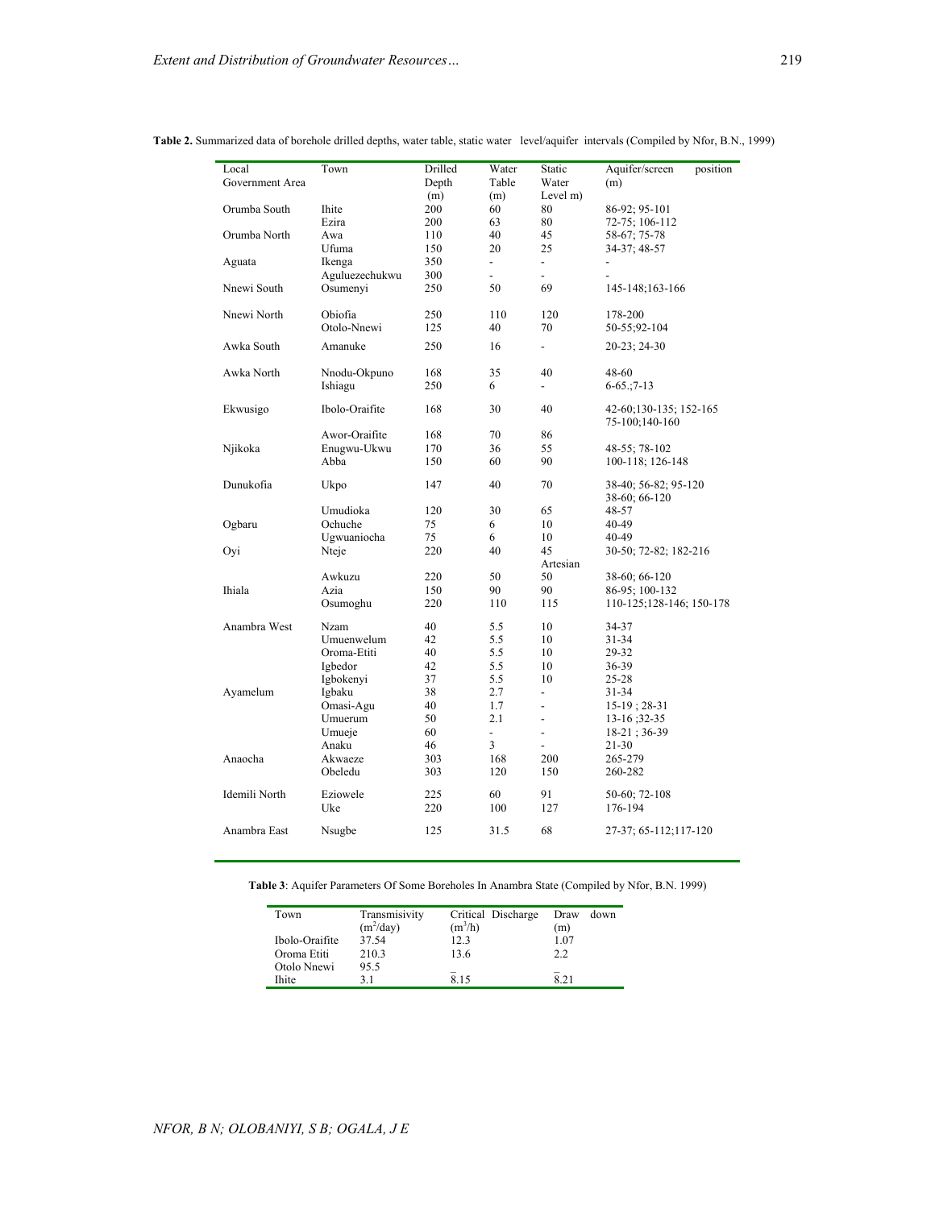**Table 2.** Summarized data of borehole drilled depths, water table, static water level/aquifer intervals (Compiled by Nfor, B.N., 1999)

| Local Government Area | Town | Drilled Depth (m) | Water Table (m) | Static Water Level m) | Aquifer/screen position (m) |
|---|---|---|---|---|---|
| Orumba South | Ihite | 200 | 60 | 80 | 86-92; 95-101 |
| | Ezira | 200 | 63 | 80 | 72-75; 106-112 |
| Orumba North | Awa | 110 | 40 | 45 | 58-67; 75-78 |
| | Ufuma | 150 | 20 | 25 | 34-37; 48-57 |
| Aguata | Ikenga | 350 | - | - | - |
| | Aguluezechukwu | 300 | - | - | - |
| Nnewi South | Osumenyi | 250 | 50 | 69 | 145-148;163-166 |
| Nnewi North | Obiofia | 250 | 110 | 120 | 178-200 |
| | Otolo-Nnewi | 125 | 40 | 70 | 50-55;92-104 |
| Awka South | Amanuke | 250 | 16 | - | 20-23; 24-30 |
| Awka North | Nnodu-Okpuno | 168 | 35 | 40 | 48-60 |
| | Ishiagu | 250 | 6 | - | 6-65.;7-13 |
| Ekwusigo | Ibolo-Oraifite | 168 | 30 | 40 | 42-60;130-135; 152-165 75-100;140-160 |
| | Awor-Oraifite | 168 | 70 | 86 | |
| Njikoka | Enugwu-Ukwu | 170 | 36 | 55 | 48-55; 78-102 |
| | Abba | 150 | 60 | 90 | 100-118; 126-148 |
| Dunukofia | Ukpo | 147 | 40 | 70 | 38-40; 56-82; 95-120 38-60; 66-120 |
| | Umudioka | 120 | 30 | 65 | 48-57 |
| Ogbaru | Ochuche | 75 | 6 | 10 | 40-49 |
| | Ugwuaniocha | 75 | 6 | 10 | 40-49 |
| Oyi | Nteje | 220 | 40 | 45 Artesian | 30-50; 72-82; 182-216 |
| | Awkuzu | 220 | 50 | 50 | 38-60; 66-120 |
| Ihiala | Azia | 150 | 90 | 90 | 86-95; 100-132 |
| | Osumoghu | 220 | 110 | 115 | 110-125;128-146; 150-178 |
| Anambra West | Nzam | 40 | 5.5 | 10 | 34-37 |
| | Umuenwelum | 42 | 5.5 | 10 | 31-34 |
| | Oroma-Etiti | 40 | 5.5 | 10 | 29-32 |
| | Igbedor | 42 | 5.5 | 10 | 36-39 |
| | Igbokenyi | 37 | 5.5 | 10 | 25-28 |
| Ayamelum | Igbaku | 38 | 2.7 | - | 31-34 |
| | Omasi-Agu | 40 | 1.7 | - | 15-19 ; 28-31 |
| | Umuerum | 50 | 2.1 | - | 13-16 ;32-35 |
| | Umueje | 60 | - | - | 18-21 ; 36-39 |
| | Anaku | 46 | 3 | - | 21-30 |
| Anaocha | Akwaeze | 303 | 168 | 200 | 265-279 |
| | Obeledu | 303 | 120 | 150 | 260-282 |
| Idemili North | Eziowele | 225 | 60 | 91 | 50-60; 72-108 |
| | Uke | 220 | 100 | 127 | 176-194 |
| Anambra East | Nsugbe | 125 | 31.5 | 68 | 27-37; 65-112;117-120 |

**Table 3**: Aquifer Parameters Of Some Boreholes In Anambra State (Compiled by Nfor, B.N. 1999)

| Town | Transmisivity ($m^2$/day) | Critical Discharge ($m^3$/h) | Draw down (m) |
|---|---|---|---|
| Ibolo-Oraifite | 37.54 | 12.3 | 1.07 |
| Oroma Etiti | 210.3 | 13.6 | 2.2 |
| Otolo Nnewi | 95.5 | _ | _ |
| Ihite | 3.1 | 8.15 | 8.21 |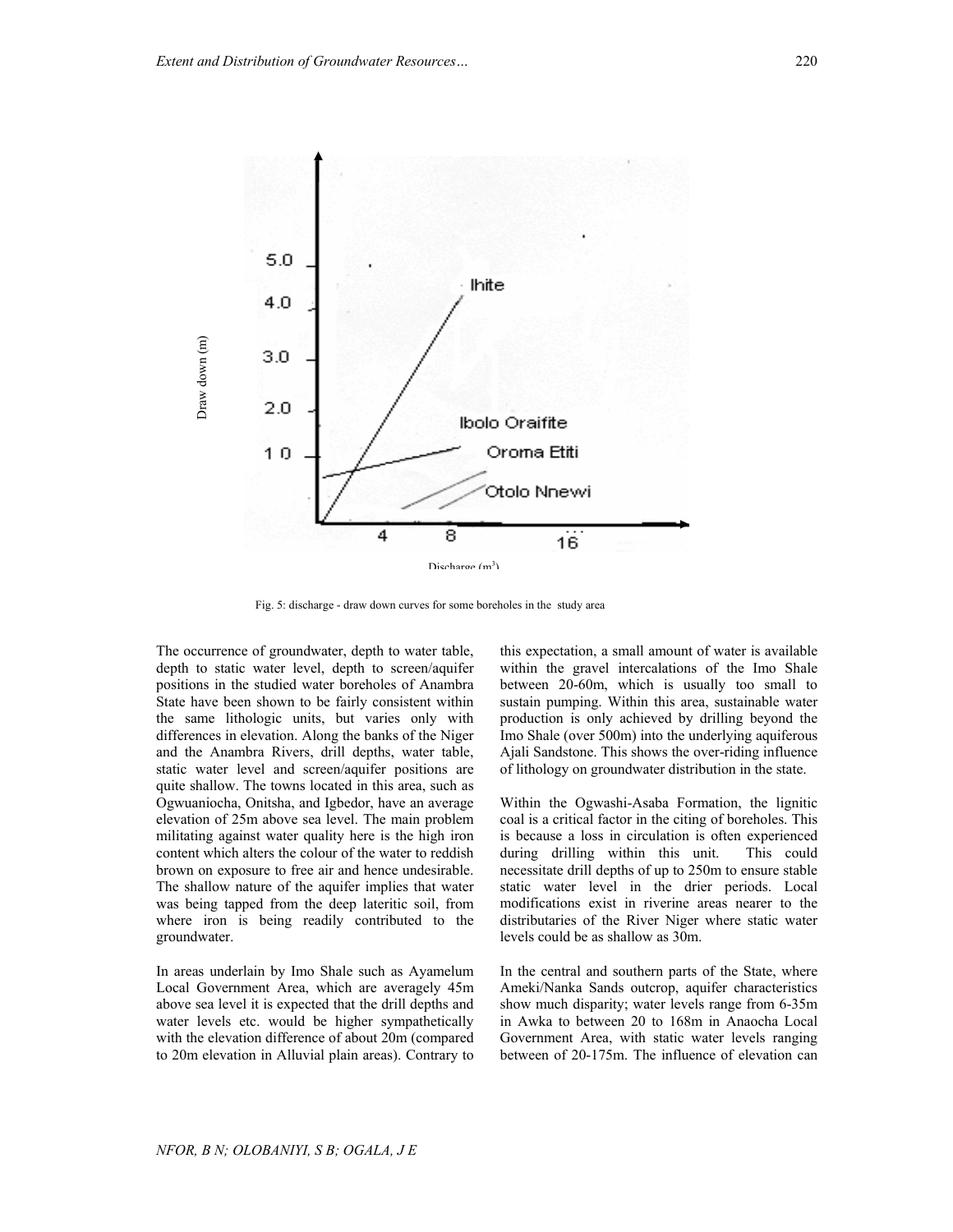Fig. 5: discharge - draw down curves for some boreholes in the study area

The occurrence of groundwater, depth to water table, depth to static water level, depth to screen/aquifer positions in the studied water boreholes of Anambra State have been shown to be fairly consistent within the same lithologic units, but varies only with differences in elevation. Along the banks of the Niger and the Anambra Rivers, drill depths, water table, static water level and screen/aquifer positions are quite shallow. The towns located in this area, such as Ogwuaniocha, Onitsha, and Igbedor, have an average elevation of 25m above sea level. The main problem militating against water quality here is the high iron content which alters the colour of the water to reddish brown on exposure to free air and hence undesirable. The shallow nature of the aquifer implies that water was being tapped from the deep lateritic soil, from where iron is being readily contributed to the groundwater.

In areas underlain by Imo Shale such as Ayamelum Local Government Area, which are averagely 45m above sea level it is expected that the drill depths and water levels etc. would be higher sympathetically with the elevation difference of about 20m (compared to 20m elevation in Alluvial plain areas). Contrary to this expectation, a small amount of water is available within the gravel intercalations of the Imo Shale between 20-60m, which is usually too small to sustain pumping. Within this area, sustainable water production is only achieved by drilling beyond the Imo Shale (over 500m) into the underlying aquiferous Ajali Sandstone. This shows the over-riding influence of lithology on groundwater distribution in the state.

Within the Ogwashi-Asaba Formation, the lignitic coal is a critical factor in the citing of boreholes. This is because a loss in circulation is often experienced during drilling within this unit. This could necessitate drill depths of up to 250m to ensure stable static water level in the drier periods. Local modifications exist in riverine areas nearer to the distributaries of the River Niger where static water levels could be as shallow as 30m.

In the central and southern parts of the State, where Ameki/Nanka Sands outcrop, aquifer characteristics show much disparity; water levels range from 6-35m in Awka to between 20 to 168m in Anaocha Local Government Area, with static water levels ranging between of 20-175m. The influence of elevation can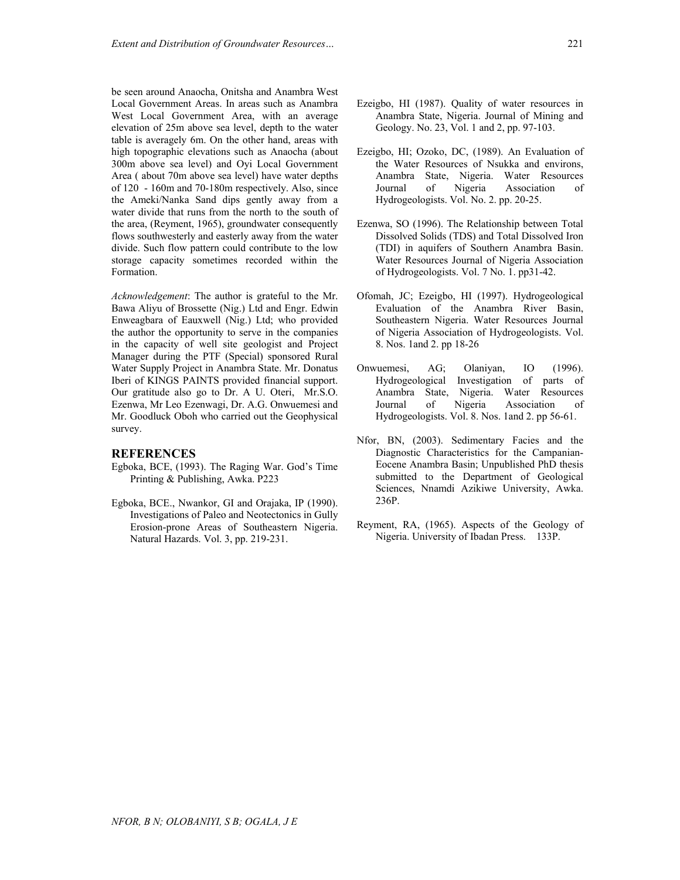be seen around Anaocha, Onitsha and Anambra West Local Government Areas. In areas such as Anambra West Local Government Area, with an average elevation of 25m above sea level, depth to the water table is averagely 6m. On the other hand, areas with high topographic elevations such as Anaocha (about 300m above sea level) and Oyi Local Government Area ( about 70m above sea level) have water depths of 120 - 160m and 70-180m respectively. Also, since the Ameki/Nanka Sand dips gently away from a water divide that runs from the north to the south of the area, (Reyment, 1965), groundwater consequently flows southwesterly and easterly away from the water divide. Such flow pattern could contribute to the low storage capacity sometimes recorded within the Formation.

*Acknowledgement*: The author is grateful to the Mr. Bawa Aliyu of Brossette (Nig.) Ltd and Engr. Edwin Enweagbara of Eauxwell (Nig.) Ltd; who provided the author the opportunity to serve in the companies in the capacity of well site geologist and Project Manager during the PTF (Special) sponsored Rural Water Supply Project in Anambra State. Mr. Donatus Iberi of KINGS PAINTS provided financial support. Our gratitude also go to Dr. A U. Oteri, Mr.S.O. Ezenwa, Mr Leo Ezenwagi, Dr. A.G. Onwuemesi and Mr. Goodluck Oboh who carried out the Geophysical survey.

## REFERENCES

Egboka, BCE, (1993). The Raging War. God's Time Printing & Publishing, Awka. P223

Egboka, BCE., Nwankor, GI and Orajaka, IP (1990). Investigations of Paleo and Neotectonics in Gully Erosion-prone Areas of Southeastern Nigeria. Natural Hazards. Vol. 3, pp. 219-231.

Ezeigbo, HI (1987). Quality of water resources in Anambra State, Nigeria. Journal of Mining and Geology. No. 23, Vol. 1 and 2, pp. 97-103.

Ezeigbo, HI; Ozoko, DC, (1989). An Evaluation of the Water Resources of Nsukka and environs, Anambra State, Nigeria. Water Resources Journal of Nigeria Association of Hydrogeologists. Vol. No. 2. pp. 20-25.

Ezenwa, SO (1996). The Relationship between Total Dissolved Solids (TDS) and Total Dissolved Iron (TDI) in aquifers of Southern Anambra Basin. Water Resources Journal of Nigeria Association of Hydrogeologists. Vol. 7 No. 1. pp31-42.

Ofomah, JC; Ezeigbo, HI (1997). Hydrogeological Evaluation of the Anambra River Basin, Southeastern Nigeria. Water Resources Journal of Nigeria Association of Hydrogeologists. Vol. 8. Nos. 1and 2. pp 18-26

Onwuemesi, AG; Olaniyan, IO (1996). Hydrogeological Investigation of parts of Anambra State, Nigeria. Water Resources Journal of Nigeria Association of Hydrogeologists. Vol. 8. Nos. 1and 2. pp 56-61.

Nfor, BN, (2003). Sedimentary Facies and the Diagnostic Characteristics for the Campanian-Eocene Anambra Basin; Unpublished PhD thesis submitted to the Department of Geological Sciences, Nnamdi Azikiwe University, Awka. 236P.

Reyment, RA, (1965). Aspects of the Geology of Nigeria. University of Ibadan Press. 133P.